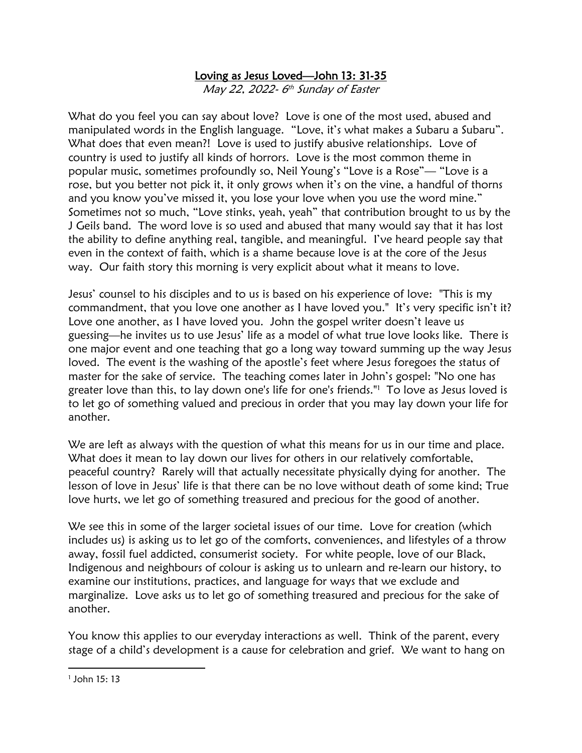# <u>Loving as Jesus Loved—John 13: 31-35</u>

*May 22, 2022- 6th Sunday of Easter*

What do you feel you can say about love? Love is one of the most used, abused and manipulated words in the English language. "Love, it's what makes a Subaru a Subaru". What does that even mean?! Love is used to justify abusive relationships. Love of country is used to justify all kinds of horrors. Love is the most common theme in popular music, sometimes profoundly so, Neil Young's "Love is a Rose"— "Love is a rose, but you better not pick it, it only grows when it's on the vine, a handful of thorns and you know you've missed it, you lose your love when you use the word mine." Sometimes not so much, "Love stinks, yeah, yeah" that contribution brought to us by the J Geils band. The word love is so used and abused that many would say that it has lost the ability to define anything real, tangible, and meaningful. I've heard people say that even in the context of faith, which is a shame because love is at the core of the Jesus way. Our faith story this morning is very explicit about what it means to love.

Jesus' counsel to his disciples and to us is based on his experience of love: "This is my commandment, that you love one another as I have loved you." It's very specific isn't it? Love one another, as I have loved you. John the gospel writer doesn't leave us guessing—he invites us to use Jesus' life as a model of what true love looks like. There is one major event and one teaching that go a long way toward summing up the way Jesus loved. The event is the washing of the apostle's feet where Jesus foregoes the status of master for the sake of service. The teaching comes later in John's gospel: "No one has greater love than this, to lay down one's life for one's friends."[1] To love as Jesus loved is to let go of something valued and precious in order that you may lay down your life for another.

We are left as always with the question of what this means for us in our time and place. What does it mean to lay down our lives for others in our relatively comfortable, peaceful country? Rarely will that actually necessitate physically dying for another. The lesson of love in Jesus' life is that there can be no love without death of some kind; True love hurts, we let go of something treasured and precious for the good of another.

We see this in some of the larger societal issues of our time. Love for creation (which includes us) is asking us to let go of the comforts, conveniences, and lifestyles of a throw away, fossil fuel addicted, consumerist society. For white people, love of our Black, Indigenous and neighbours of colour is asking us to unlearn and re-learn our history, to examine our institutions, practices, and language for ways that we exclude and marginalize. Love asks us to let go of something treasured and precious for the sake of another.

You know this applies to our everyday interactions as well. Think of the parent, every stage of a child's development is a cause for celebration and grief. We want to hang on

---

[1] John 15: 13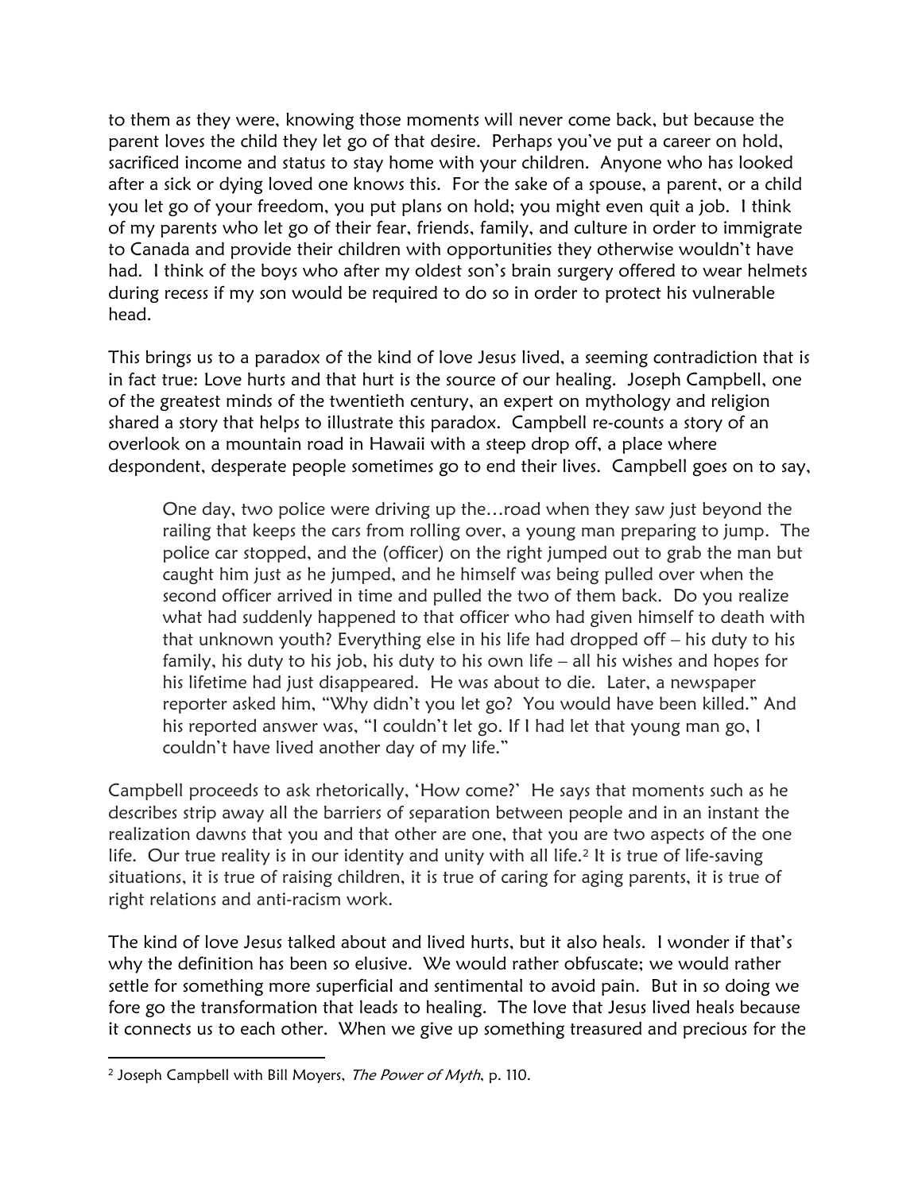to them as they were, knowing those moments will never come back, but because the parent loves the child they let go of that desire. Perhaps you've put a career on hold, sacrificed income and status to stay home with your children. Anyone who has looked after a sick or dying loved one knows this. For the sake of a spouse, a parent, or a child you let go of your freedom, you put plans on hold; you might even quit a job. I think of my parents who let go of their fear, friends, family, and culture in order to immigrate to Canada and provide their children with opportunities they otherwise wouldn't have had. I think of the boys who after my oldest son's brain surgery offered to wear helmets during recess if my son would be required to do so in order to protect his vulnerable head.

This brings us to a paradox of the kind of love Jesus lived, a seeming contradiction that is in fact true: Love hurts and that hurt is the source of our healing. Joseph Campbell, one of the greatest minds of the twentieth century, an expert on mythology and religion shared a story that helps to illustrate this paradox. Campbell re-counts a story of an overlook on a mountain road in Hawaii with a steep drop off, a place where despondent, desperate people sometimes go to end their lives. Campbell goes on to say,

> One day, two police were driving up the…road when they saw just beyond the railing that keeps the cars from rolling over, a young man preparing to jump. The police car stopped, and the (officer) on the right jumped out to grab the man but caught him just as he jumped, and he himself was being pulled over when the second officer arrived in time and pulled the two of them back. Do you realize what had suddenly happened to that officer who had given himself to death with that unknown youth? Everything else in his life had dropped off – his duty to his family, his duty to his job, his duty to his own life – all his wishes and hopes for his lifetime had just disappeared. He was about to die. Later, a newspaper reporter asked him, "Why didn't you let go? You would have been killed." And his reported answer was, "I couldn't let go. If I had let that young man go, I couldn't have lived another day of my life."

Campbell proceeds to ask rhetorically, 'How come?' He says that moments such as he describes strip away all the barriers of separation between people and in an instant the realization dawns that you and that other are one, that you are two aspects of the one life. Our true reality is in our identity and unity with all life.[2] It is true of life-saving situations, it is true of raising children, it is true of caring for aging parents, it is true of right relations and anti-racism work.

The kind of love Jesus talked about and lived hurts, but it also heals. I wonder if that's why the definition has been so elusive. We would rather obfuscate; we would rather settle for something more superficial and sentimental to avoid pain. But in so doing we fore go the transformation that leads to healing. The love that Jesus lived heals because it connects us to each other. When we give up something treasured and precious for the

[2] Joseph Campbell with Bill Moyers, *The Power of Myth*, p. 110.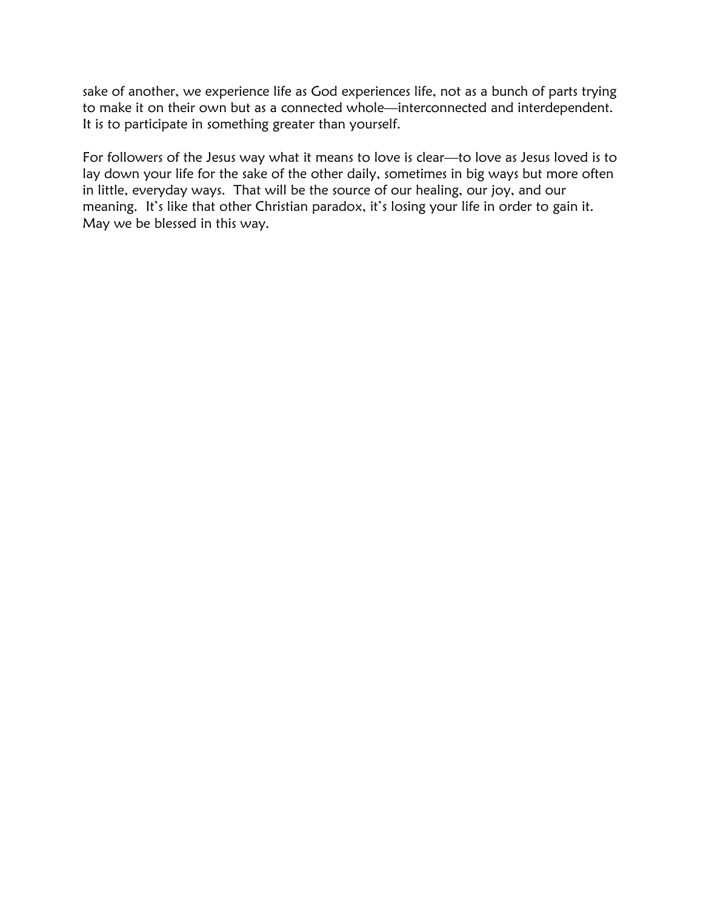sake of another, we experience life as God experiences life, not as a bunch of parts trying to make it on their own but as a connected whole—interconnected and interdependent. It is to participate in something greater than yourself.

For followers of the Jesus way what it means to love is clear—to love as Jesus loved is to lay down your life for the sake of the other daily, sometimes in big ways but more often in little, everyday ways. That will be the source of our healing, our joy, and our meaning. It's like that other Christian paradox, it's losing your life in order to gain it. May we be blessed in this way.